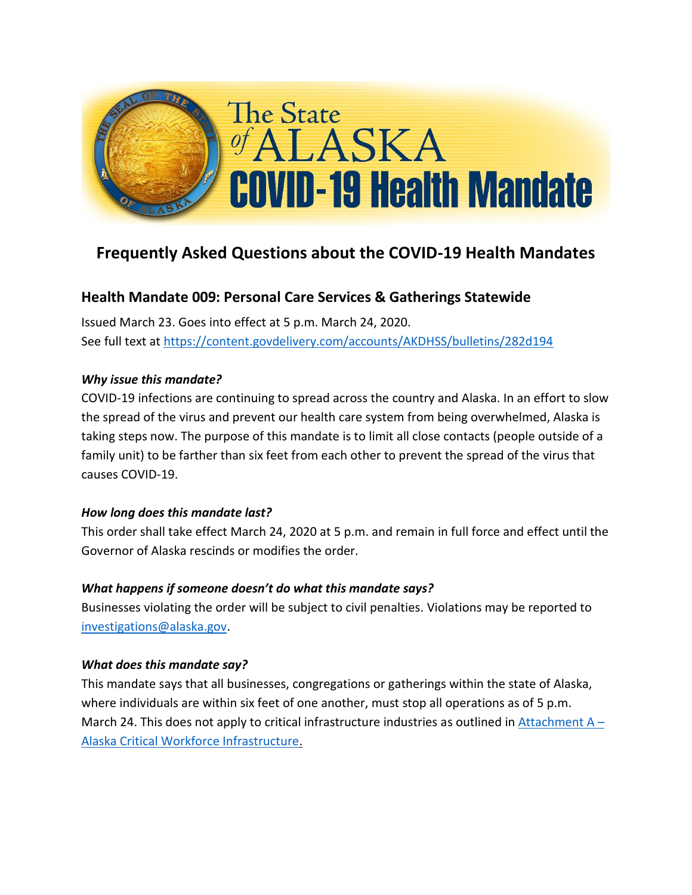# The State of ALASKA COVID-19 Health Mandate

## Frequently Asked Questions about the COVID-19 Health Mandates

### Health Mandate 009: Personal Care Services & Gatherings Statewide

Issued March 23. Goes into effect at 5 p.m. March 24, 2020.
See full text at https://content.govdelivery.com/accounts/AKDHSS/bulletins/282d194

***Why issue this mandate?***

COVID-19 infections are continuing to spread across the country and Alaska. In an effort to slow the spread of the virus and prevent our health care system from being overwhelmed, Alaska is taking steps now. The purpose of this mandate is to limit all close contacts (people outside of a family unit) to be farther than six feet from each other to prevent the spread of the virus that causes COVID-19.

***How long does this mandate last?***

This order shall take effect March 24, 2020 at 5 p.m. and remain in full force and effect until the Governor of Alaska rescinds or modifies the order.

***What happens if someone doesn't do what this mandate says?***

Businesses violating the order will be subject to civil penalties. Violations may be reported to investigations@alaska.gov.

***What does this mandate say?***

This mandate says that all businesses, congregations or gatherings within the state of Alaska, where individuals are within six feet of one another, must stop all operations as of 5 p.m. March 24. This does not apply to critical infrastructure industries as outlined in Attachment A – Alaska Critical Workforce Infrastructure.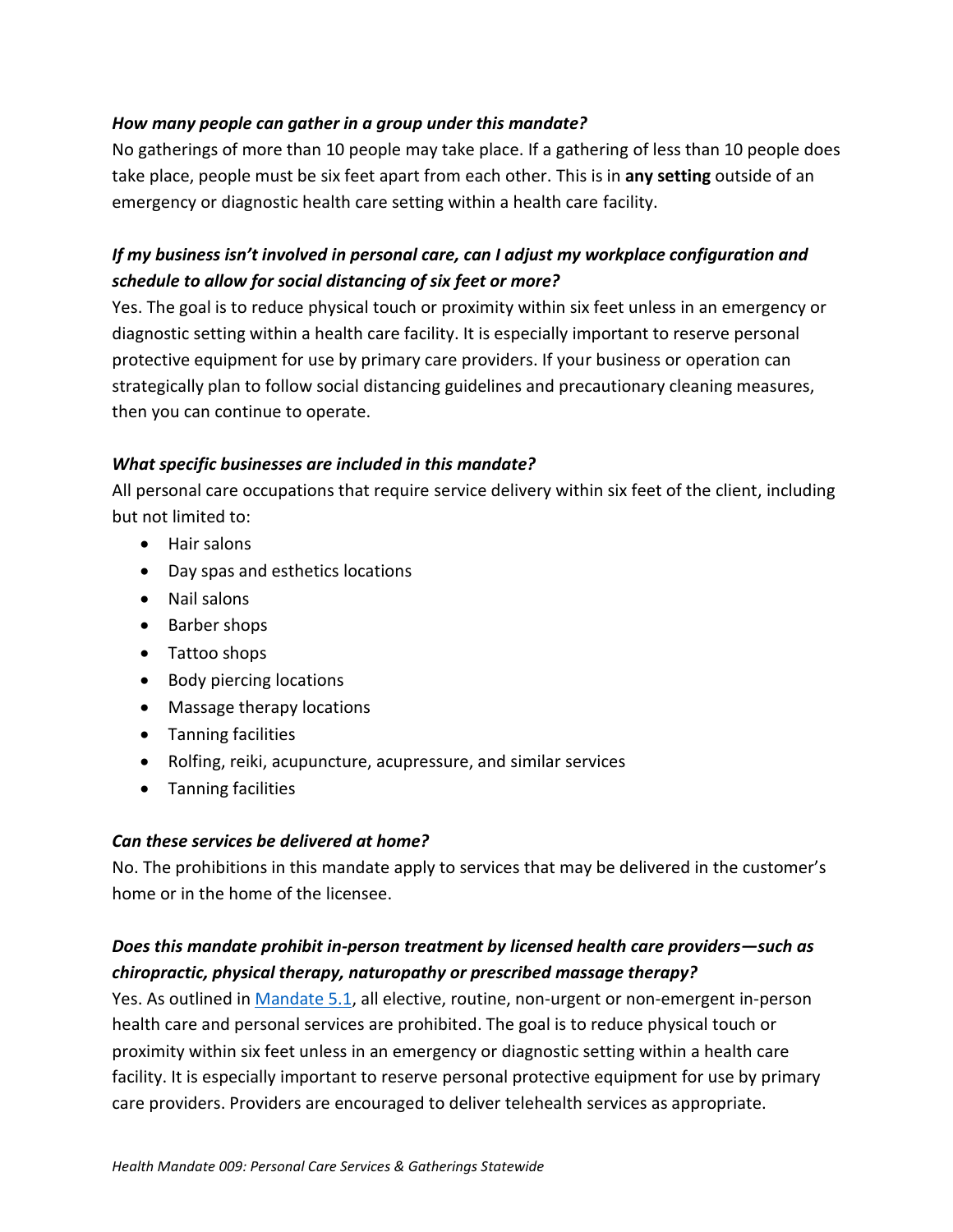***How many people can gather in a group under this mandate?***

No gatherings of more than 10 people may take place. If a gathering of less than 10 people does take place, people must be six feet apart from each other. This is in **any setting** outside of an emergency or diagnostic health care setting within a health care facility.

***If my business isn't involved in personal care, can I adjust my workplace configuration and schedule to allow for social distancing of six feet or more?***

Yes. The goal is to reduce physical touch or proximity within six feet unless in an emergency or diagnostic setting within a health care facility. It is especially important to reserve personal protective equipment for use by primary care providers. If your business or operation can strategically plan to follow social distancing guidelines and precautionary cleaning measures, then you can continue to operate.

***What specific businesses are included in this mandate?***

All personal care occupations that require service delivery within six feet of the client, including but not limited to:

- Hair salons
- Day spas and esthetics locations
- Nail salons
- Barber shops
- Tattoo shops
- Body piercing locations
- Massage therapy locations
- Tanning facilities
- Rolfing, reiki, acupuncture, acupressure, and similar services
- Tanning facilities

***Can these services be delivered at home?***

No. The prohibitions in this mandate apply to services that may be delivered in the customer's home or in the home of the licensee.

***Does this mandate prohibit in-person treatment by licensed health care providers—such as chiropractic, physical therapy, naturopathy or prescribed massage therapy?***

Yes. As outlined in Mandate 5.1, all elective, routine, non-urgent or non-emergent in-person health care and personal services are prohibited. The goal is to reduce physical touch or proximity within six feet unless in an emergency or diagnostic setting within a health care facility. It is especially important to reserve personal protective equipment for use by primary care providers. Providers are encouraged to deliver telehealth services as appropriate.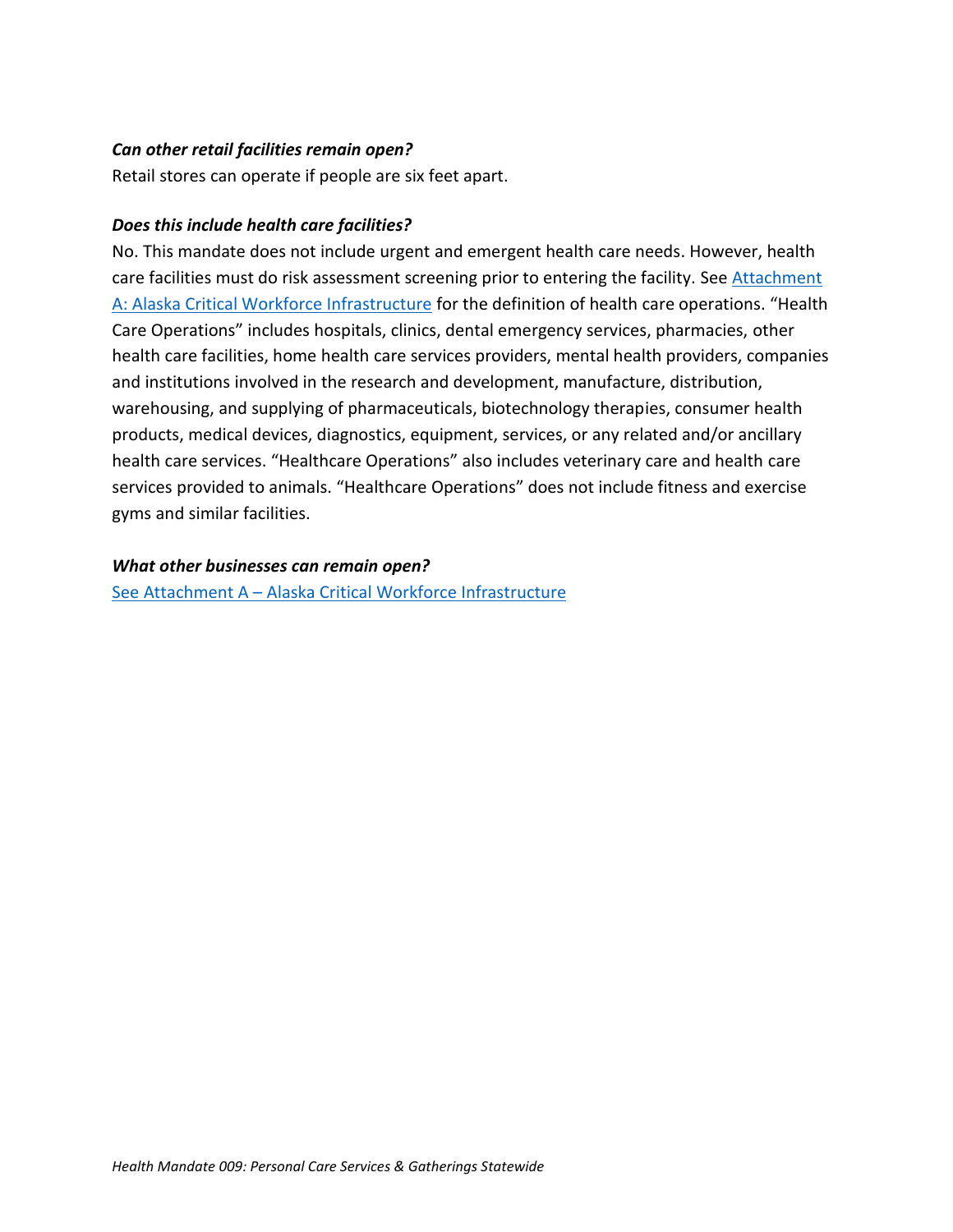***Can other retail facilities remain open?***

Retail stores can operate if people are six feet apart.

***Does this include health care facilities?***

No. This mandate does not include urgent and emergent health care needs. However, health care facilities must do risk assessment screening prior to entering the facility. See [Attachment A: Alaska Critical Workforce Infrastructure] for the definition of health care operations. "Health Care Operations" includes hospitals, clinics, dental emergency services, pharmacies, other health care facilities, home health care services providers, mental health providers, companies and institutions involved in the research and development, manufacture, distribution, warehousing, and supplying of pharmaceuticals, biotechnology therapies, consumer health products, medical devices, diagnostics, equipment, services, or any related and/or ancillary health care services. "Healthcare Operations" also includes veterinary care and health care services provided to animals. "Healthcare Operations" does not include fitness and exercise gyms and similar facilities.

***What other businesses can remain open?***

[See Attachment A – Alaska Critical Workforce Infrastructure]